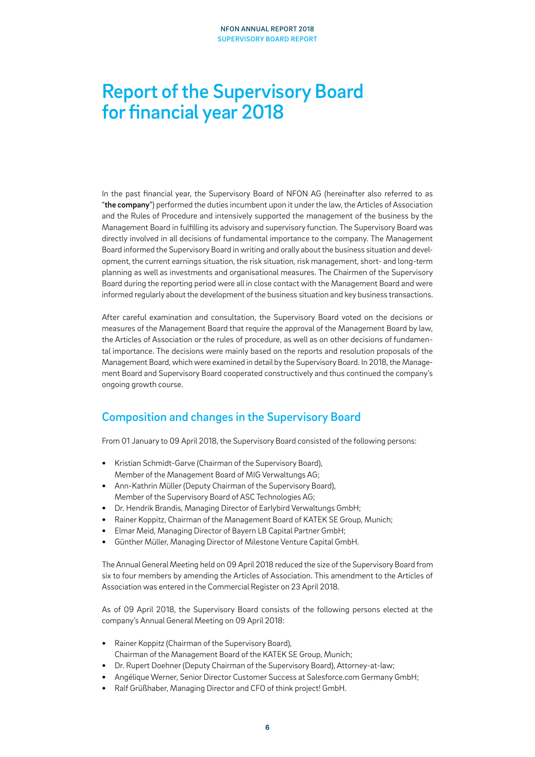# Report of the Supervisory Board for financial year 2018

In the past financial year, the Supervisory Board of NFON AG (hereinafter also referred to as "**the company**") performed the duties incumbent upon it under the law, the Articles of Association and the Rules of Procedure and intensively supported the management of the business by the Management Board in fulfilling its advisory and supervisory function. The Supervisory Board was directly involved in all decisions of fundamental importance to the company. The Management Board informed the Supervisory Board in writing and orally about the business situation and development, the current earnings situation, the risk situation, risk management, short- and long-term planning as well as investments and organisational measures. The Chairmen of the Supervisory Board during the reporting period were all in close contact with the Management Board and were informed regularly about the development of the business situation and key business transactions.

After careful examination and consultation, the Supervisory Board voted on the decisions or measures of the Management Board that require the approval of the Management Board by law, the Articles of Association or the rules of procedure, as well as on other decisions of fundamental importance. The decisions were mainly based on the reports and resolution proposals of the Management Board, which were examined in detail by the Supervisory Board. In 2018, the Management Board and Supervisory Board cooperated constructively and thus continued the company's ongoing growth course.

## Composition and changes in the Supervisory Board

From 01 January to 09 April 2018, the Supervisory Board consisted of the following persons:

- Kristian Schmidt-Garve (Chairman of the Supervisory Board), Member of the Management Board of MIG Verwaltungs AG;
- Ann-Kathrin Müller (Deputy Chairman of the Supervisory Board), Member of the Supervisory Board of ASC Technologies AG;
- Dr. Hendrik Brandis, Managing Director of Earlybird Verwaltungs GmbH;
- Rainer Koppitz, Chairman of the Management Board of KATEK SE Group, Munich;
- Elmar Meid, Managing Director of Bayern LB Capital Partner GmbH;
- Günther Müller, Managing Director of Milestone Venture Capital GmbH.

The Annual General Meeting held on 09 April 2018 reduced the size of the Supervisory Board from six to four members by amending the Articles of Association. This amendment to the Articles of Association was entered in the Commercial Register on 23 April 2018.

As of 09 April 2018, the Supervisory Board consists of the following persons elected at the company's Annual General Meeting on 09 April 2018:

- Rainer Koppitz (Chairman of the Supervisory Board), Chairman of the Management Board of the KATEK SE Group, Munich;
- Dr. Rupert Doehner (Deputy Chairman of the Supervisory Board), Attorney-at-law;
- Angélique Werner, Senior Director Customer Success at Salesforce.com Germany GmbH;
- Ralf Grüßhaber, Managing Director and CFO of think project! GmbH.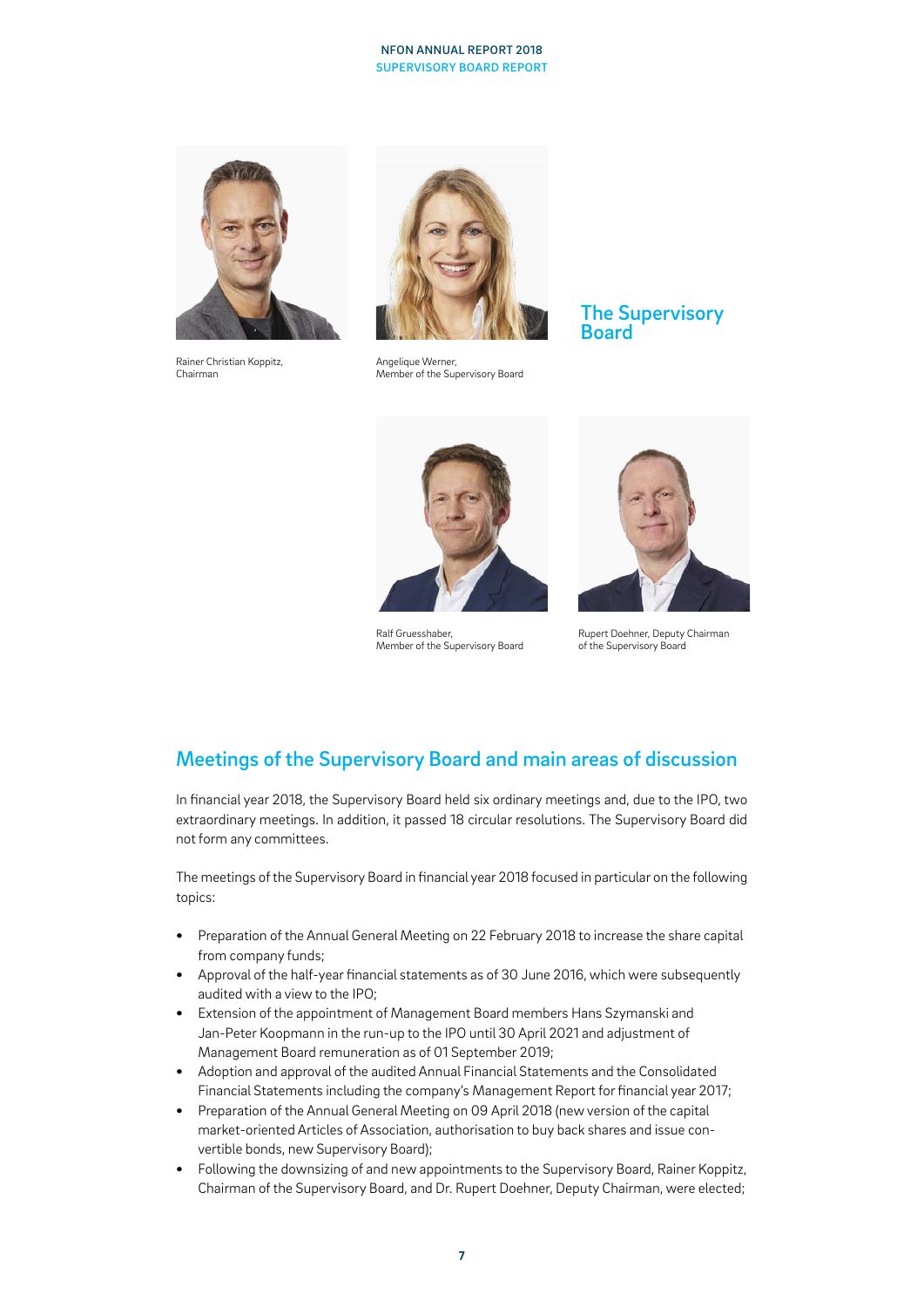Rainer Christian Koppitz, Chairman

Angelique Werner, Member of the Supervisory Board

## The Supervisory Board

Ralf Gruesshaber, Member of the Supervisory Board

Rupert Doehner, Deputy Chairman of the Supervisory Board

## Meetings of the Supervisory Board and main areas of discussion

In financial year 2018, the Supervisory Board held six ordinary meetings and, due to the IPO, two extraordinary meetings. In addition, it passed 18 circular resolutions. The Supervisory Board did not form any committees.

The meetings of the Supervisory Board in financial year 2018 focused in particular on the following topics:

- Preparation of the Annual General Meeting on 22 February 2018 to increase the share capital from company funds;
- Approval of the half-year financial statements as of 30 June 2016, which were subsequently audited with a view to the IPO;
- Extension of the appointment of Management Board members Hans Szymanski and Jan-Peter Koopmann in the run-up to the IPO until 30 April 2021 and adjustment of Management Board remuneration as of 01 September 2019;
- Adoption and approval of the audited Annual Financial Statements and the Consolidated Financial Statements including the company's Management Report for financial year 2017;
- Preparation of the Annual General Meeting on 09 April 2018 (new version of the capital market-oriented Articles of Association, authorisation to buy back shares and issue convertible bonds, new Supervisory Board);
- Following the downsizing of and new appointments to the Supervisory Board, Rainer Koppitz, Chairman of the Supervisory Board, and Dr. Rupert Doehner, Deputy Chairman, were elected;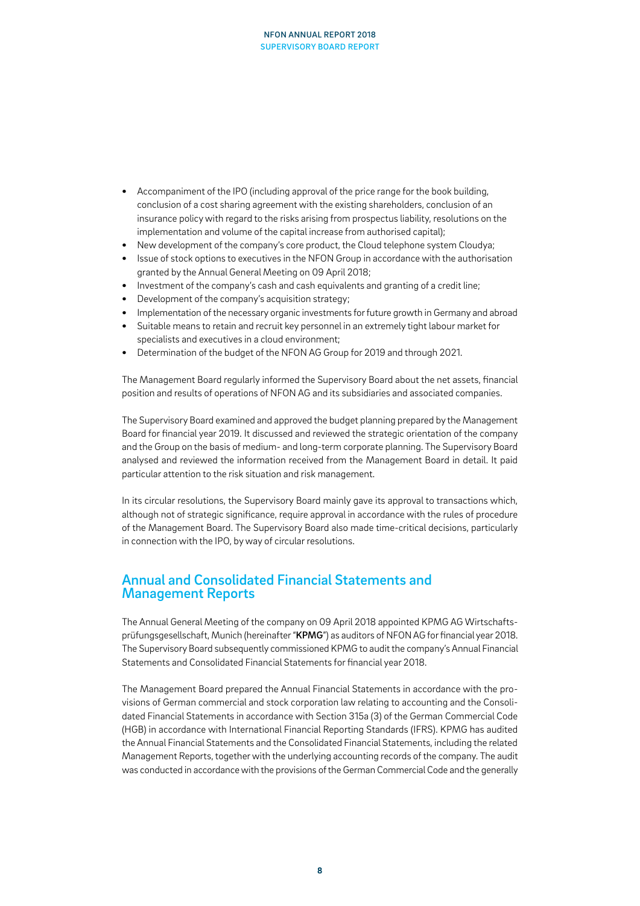- Accompaniment of the IPO (including approval of the price range for the book building, conclusion of a cost sharing agreement with the existing shareholders, conclusion of an insurance policy with regard to the risks arising from prospectus liability, resolutions on the implementation and volume of the capital increase from authorised capital);
- New development of the company's core product, the Cloud telephone system Cloudya;
- Issue of stock options to executives in the NFON Group in accordance with the authorisation granted by the Annual General Meeting on 09 April 2018;
- Investment of the company's cash and cash equivalents and granting of a credit line;
- Development of the company's acquisition strategy;
- Implementation of the necessary organic investments for future growth in Germany and abroad
- Suitable means to retain and recruit key personnel in an extremely tight labour market for specialists and executives in a cloud environment;
- Determination of the budget of the NFON AG Group for 2019 and through 2021.

The Management Board regularly informed the Supervisory Board about the net assets, financial position and results of operations of NFON AG and its subsidiaries and associated companies.

The Supervisory Board examined and approved the budget planning prepared by the Management Board for financial year 2019. It discussed and reviewed the strategic orientation of the company and the Group on the basis of medium- and long-term corporate planning. The Supervisory Board analysed and reviewed the information received from the Management Board in detail. It paid particular attention to the risk situation and risk management.

In its circular resolutions, the Supervisory Board mainly gave its approval to transactions which, although not of strategic significance, require approval in accordance with the rules of procedure of the Management Board. The Supervisory Board also made time-critical decisions, particularly in connection with the IPO, by way of circular resolutions.

## Annual and Consolidated Financial Statements and Management Reports

The Annual General Meeting of the company on 09 April 2018 appointed KPMG AG Wirtschaftsprüfungsgesellschaft, Munich (hereinafter "**KPMG**") as auditors of NFON AG for financial year 2018. The Supervisory Board subsequently commissioned KPMG to audit the company's Annual Financial Statements and Consolidated Financial Statements for financial year 2018.

The Management Board prepared the Annual Financial Statements in accordance with the provisions of German commercial and stock corporation law relating to accounting and the Consolidated Financial Statements in accordance with Section 315a (3) of the German Commercial Code (HGB) in accordance with International Financial Reporting Standards (IFRS). KPMG has audited the Annual Financial Statements and the Consolidated Financial Statements, including the related Management Reports, together with the underlying accounting records of the company. The audit was conducted in accordance with the provisions of the German Commercial Code and the generally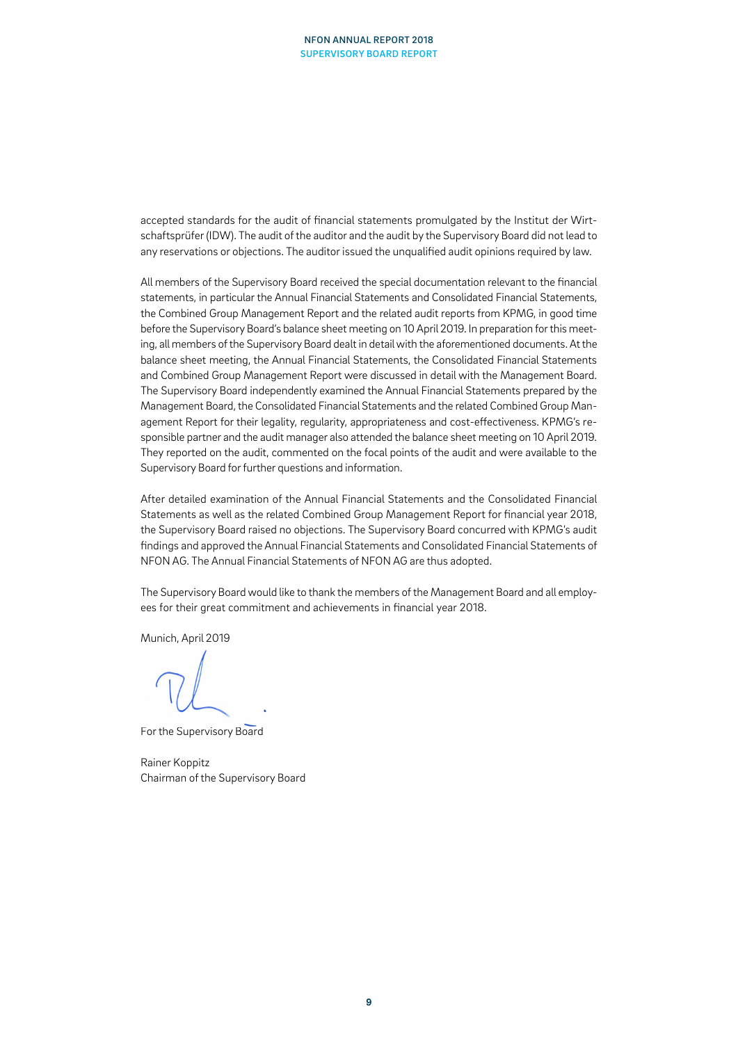accepted standards for the audit of financial statements promulgated by the Institut der Wirtschaftsprüfer (IDW). The audit of the auditor and the audit by the Supervisory Board did not lead to any reservations or objections. The auditor issued the unqualified audit opinions required by law.

All members of the Supervisory Board received the special documentation relevant to the financial statements, in particular the Annual Financial Statements and Consolidated Financial Statements, the Combined Group Management Report and the related audit reports from KPMG, in good time before the Supervisory Board's balance sheet meeting on 10 April 2019. In preparation for this meeting, all members of the Supervisory Board dealt in detail with the aforementioned documents. At the balance sheet meeting, the Annual Financial Statements, the Consolidated Financial Statements and Combined Group Management Report were discussed in detail with the Management Board. The Supervisory Board independently examined the Annual Financial Statements prepared by the Management Board, the Consolidated Financial Statements and the related Combined Group Management Report for their legality, regularity, appropriateness and cost-effectiveness. KPMG's responsible partner and the audit manager also attended the balance sheet meeting on 10 April 2019. They reported on the audit, commented on the focal points of the audit and were available to the Supervisory Board for further questions and information.

After detailed examination of the Annual Financial Statements and the Consolidated Financial Statements as well as the related Combined Group Management Report for financial year 2018, the Supervisory Board raised no objections. The Supervisory Board concurred with KPMG's audit findings and approved the Annual Financial Statements and Consolidated Financial Statements of NFON AG. The Annual Financial Statements of NFON AG are thus adopted.

The Supervisory Board would like to thank the members of the Management Board and all employees for their great commitment and achievements in financial year 2018.

Munich, April 2019

For the Supervisory Board

Rainer Koppitz
Chairman of the Supervisory Board